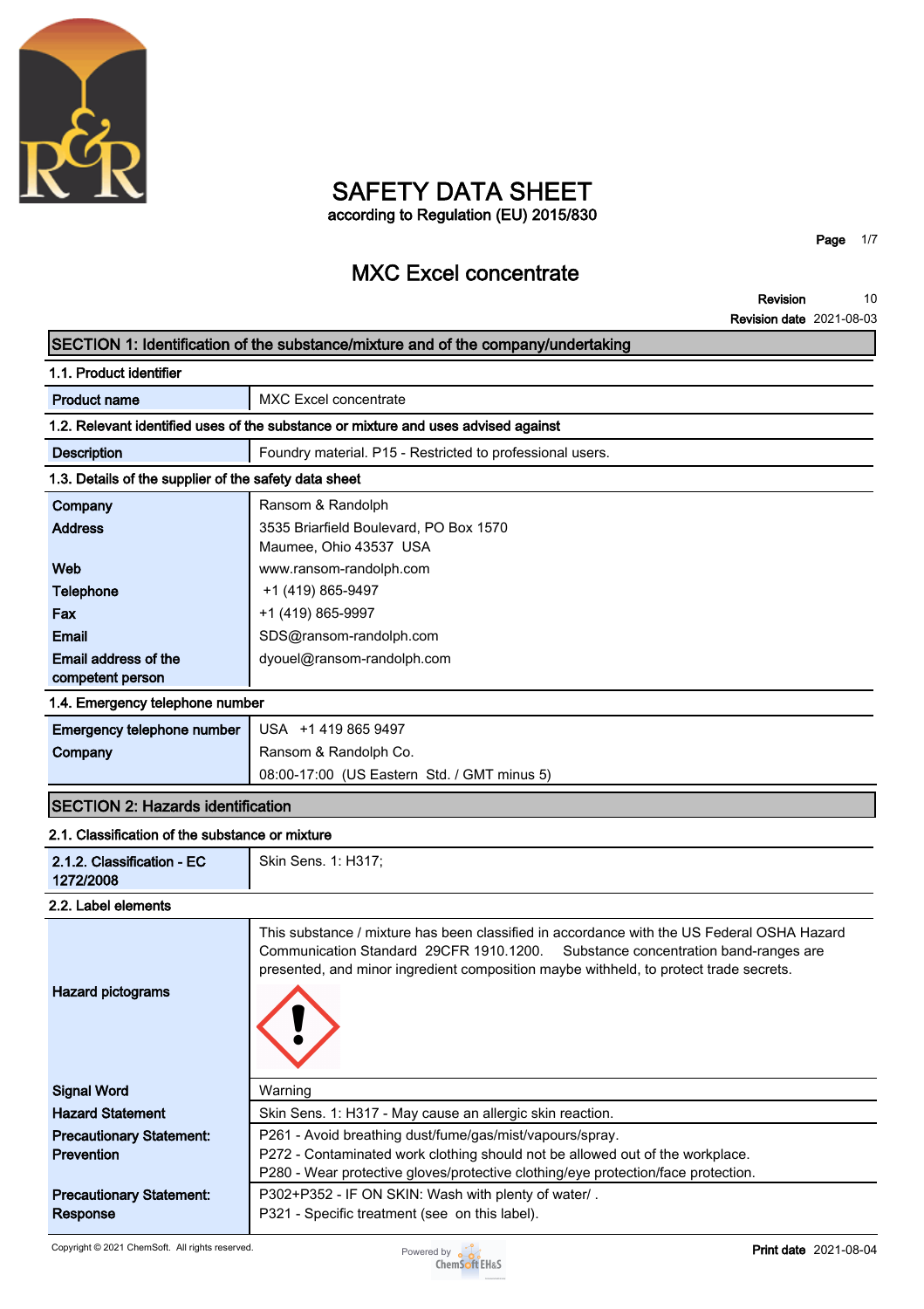# SAFETY DATA SHEET

according to Regulation (EU) 2015/830

## MXC Excel concentrate

**Revision** 10

**Revision date** 2021-08-03

### SECTION 1: Identification of the substance/mixture and of the company/undertaking

#### 1.1. Product identifier

| | |
|---|---|
| **Product name** | MXC Excel concentrate |

#### 1.2. Relevant identified uses of the substance or mixture and uses advised against

| | |
|---|---|
| **Description** | Foundry material. P15 - Restricted to professional users. |

#### 1.3. Details of the supplier of the safety data sheet

| | |
|---|---|
| **Company** | Ransom & Randolph |
| **Address** | 3535 Briarfield Boulevard, PO Box 1570<br>Maumee, Ohio 43537 USA |
| **Web** | www.ransom-randolph.com |
| **Telephone** | +1 (419) 865-9497 |
| **Fax** | +1 (419) 865-9997 |
| **Email** | SDS@ransom-randolph.com |
| **Email address of the competent person** | dyouel@ransom-randolph.com |

#### 1.4. Emergency telephone number

| | |
|---|---|
| **Emergency telephone number** | USA +1 419 865 9497 |
| **Company** | Ransom & Randolph Co.<br>08:00-17:00 (US Eastern Std. / GMT minus 5) |

### SECTION 2: Hazards identification

#### 2.1. Classification of the substance or mixture

| | |
|---|---|
| **2.1.2. Classification - EC 1272/2008** | Skin Sens. 1: H317; |

#### 2.2. Label elements

| | |
|---|---|
| **Hazard pictograms** | This substance / mixture has been classified in accordance with the US Federal OSHA Hazard Communication Standard 29CFR 1910.1200. Substance concentration band-ranges are presented, and minor ingredient composition maybe withheld, to protect trade secrets. |
| **Signal Word** | Warning |
| **Hazard Statement** | Skin Sens. 1: H317 - May cause an allergic skin reaction. |
| **Precautionary Statement: Prevention** | P261 - Avoid breathing dust/fume/gas/mist/vapours/spray.<br>P272 - Contaminated work clothing should not be allowed out of the workplace.<br>P280 - Wear protective gloves/protective clothing/eye protection/face protection. |
| **Precautionary Statement: Response** | P302+P352 - IF ON SKIN: Wash with plenty of water/ .<br>P321 - Specific treatment (see on this label). |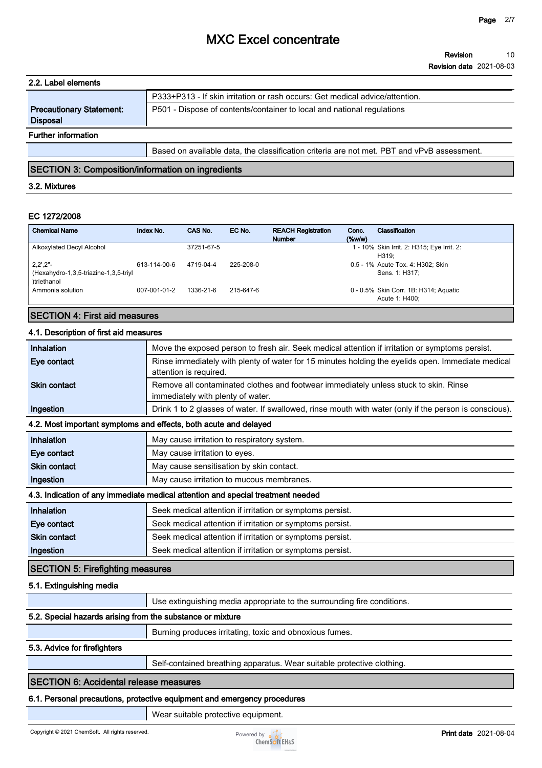### 2.2. Label elements

| | |
|---|---|
| | P333+P313 - If skin irritation or rash occurs: Get medical advice/attention. |
| **Precautionary Statement: Disposal** | P501 - Dispose of contents/container to local and national regulations |

**Further information**

| | |
|---|---|
| | Based on available data, the classification criteria are not met. PBT and vPvB assessment. |

## SECTION 3: Composition/information on ingredients

### 3.2. Mixtures

**EC 1272/2008**

| Chemical Name | Index No. | CAS No. | EC No. | REACH Registration Number | Conc. (%w/w) | Classification |
|---|---|---|---|---|---|---|
| Alkoxylated Decyl Alcohol | | 37251-67-5 | | | 1 - 10% | Skin Irrit. 2: H315; Eye Irrit. 2: H319; |
| 2,2',2''-(Hexahydro-1,3,5-triazine-1,3,5-triyl)triethanol | 613-114-00-6 | 4719-04-4 | 225-208-0 | | 0.5 - 1% | Acute Tox. 4: H302; Skin Sens. 1: H317; |
| Ammonia solution | 007-001-01-2 | 1336-21-6 | 215-647-6 | | 0 - 0.5% | Skin Corr. 1B: H314; Aquatic Acute 1: H400; |

## SECTION 4: First aid measures

### 4.1. Description of first aid measures

| | |
|---|---|
| **Inhalation** | Move the exposed person to fresh air. Seek medical attention if irritation or symptoms persist. |
| **Eye contact** | Rinse immediately with plenty of water for 15 minutes holding the eyelids open. Immediate medical attention is required. |
| **Skin contact** | Remove all contaminated clothes and footwear immediately unless stuck to skin. Rinse immediately with plenty of water. |
| **Ingestion** | Drink 1 to 2 glasses of water. If swallowed, rinse mouth with water (only if the person is conscious). |

### 4.2. Most important symptoms and effects, both acute and delayed

| | |
|---|---|
| **Inhalation** | May cause irritation to respiratory system. |
| **Eye contact** | May cause irritation to eyes. |
| **Skin contact** | May cause sensitisation by skin contact. |
| **Ingestion** | May cause irritation to mucous membranes. |

### 4.3. Indication of any immediate medical attention and special treatment needed

| | |
|---|---|
| **Inhalation** | Seek medical attention if irritation or symptoms persist. |
| **Eye contact** | Seek medical attention if irritation or symptoms persist. |
| **Skin contact** | Seek medical attention if irritation or symptoms persist. |
| **Ingestion** | Seek medical attention if irritation or symptoms persist. |

## SECTION 5: Firefighting measures

### 5.1. Extinguishing media

| | |
|---|---|
| | Use extinguishing media appropriate to the surrounding fire conditions. |

### 5.2. Special hazards arising from the substance or mixture

| | |
|---|---|
| | Burning produces irritating, toxic and obnoxious fumes. |

### 5.3. Advice for firefighters

| | |
|---|---|
| | Self-contained breathing apparatus. Wear suitable protective clothing. |

## SECTION 6: Accidental release measures

### 6.1. Personal precautions, protective equipment and emergency procedures

| | |
|---|---|
| | Wear suitable protective equipment. |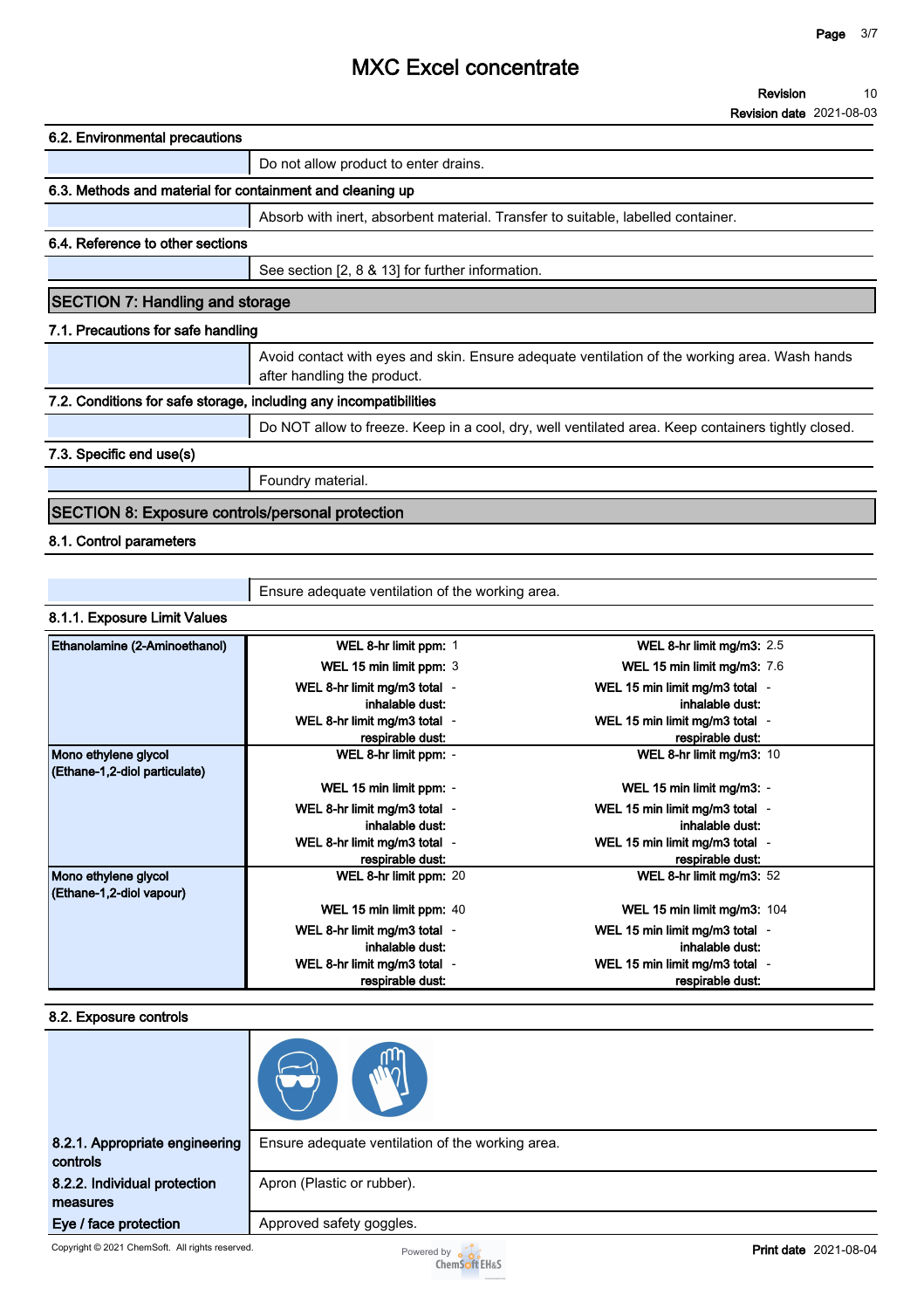### 6.2. Environmental precautions

Do not allow product to enter drains.

### 6.3. Methods and material for containment and cleaning up

Absorb with inert, absorbent material. Transfer to suitable, labelled container.

### 6.4. Reference to other sections

See section [2, 8 & 13] for further information.

## SECTION 7: Handling and storage

### 7.1. Precautions for safe handling

Avoid contact with eyes and skin. Ensure adequate ventilation of the working area. Wash hands after handling the product.

### 7.2. Conditions for safe storage, including any incompatibilities

Do NOT allow to freeze. Keep in a cool, dry, well ventilated area. Keep containers tightly closed.

### 7.3. Specific end use(s)

Foundry material.

## SECTION 8: Exposure controls/personal protection

### 8.1. Control parameters

Ensure adequate ventilation of the working area.

#### 8.1.1. Exposure Limit Values

| Substance | Limit | Value | Limit | Value |
|---|---|---|---|---|
| **Ethanolamine (2-Aminoethanol)** | **WEL 8-hr limit ppm:** | 1 | **WEL 8-hr limit mg/m3:** | 2.5 |
| | **WEL 15 min limit ppm:** | 3 | **WEL 15 min limit mg/m3:** | 7.6 |
| | **WEL 8-hr limit mg/m3 total inhalable dust:** | - | **WEL 15 min limit mg/m3 total inhalable dust:** | - |
| | **WEL 8-hr limit mg/m3 total respirable dust:** | - | **WEL 15 min limit mg/m3 total respirable dust:** | - |
| **Mono ethylene glycol (Ethane-1,2-diol particulate)** | **WEL 8-hr limit ppm:** | - | **WEL 8-hr limit mg/m3:** | 10 |
| | **WEL 15 min limit ppm:** | - | **WEL 15 min limit mg/m3:** | - |
| | **WEL 8-hr limit mg/m3 total inhalable dust:** | - | **WEL 15 min limit mg/m3 total inhalable dust:** | - |
| | **WEL 8-hr limit mg/m3 total respirable dust:** | - | **WEL 15 min limit mg/m3 total respirable dust:** | - |
| **Mono ethylene glycol (Ethane-1,2-diol vapour)** | **WEL 8-hr limit ppm:** | 20 | **WEL 8-hr limit mg/m3:** | 52 |
| | **WEL 15 min limit ppm:** | 40 | **WEL 15 min limit mg/m3:** | 104 |
| | **WEL 8-hr limit mg/m3 total inhalable dust:** | - | **WEL 15 min limit mg/m3 total inhalable dust:** | - |
| | **WEL 8-hr limit mg/m3 total respirable dust:** | - | **WEL 15 min limit mg/m3 total respirable dust:** | - |

### 8.2. Exposure controls

**8.2.1. Appropriate engineering controls**

Ensure adequate ventilation of the working area.

**8.2.2. Individual protection measures**

Apron (Plastic or rubber).

**Eye / face protection**

Approved safety goggles.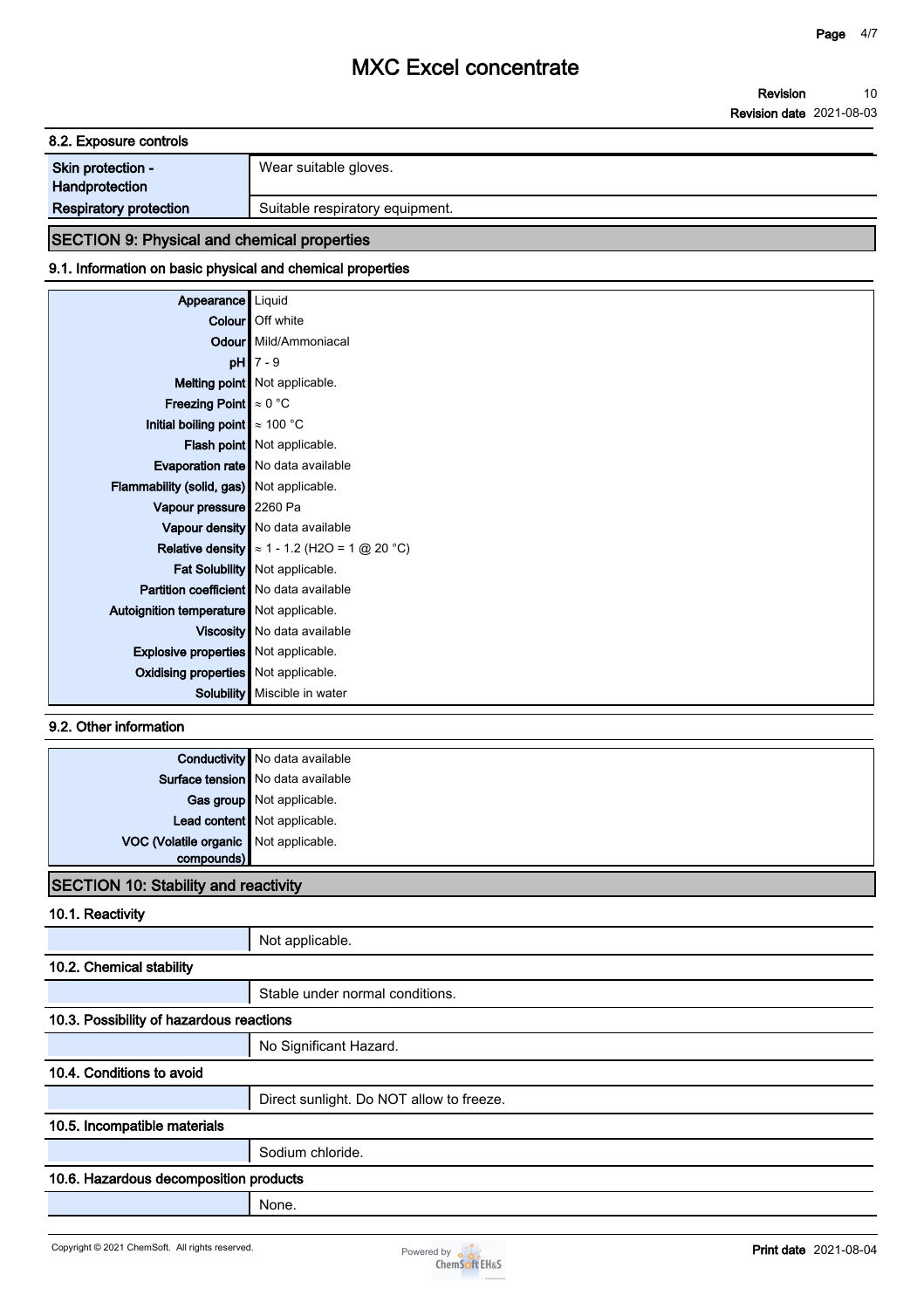## 8.2. Exposure controls

| | |
|---|---|
| Skin protection - Handprotection | Wear suitable gloves. |
| Respiratory protection | Suitable respiratory equipment. |

# SECTION 9: Physical and chemical properties

## 9.1. Information on basic physical and chemical properties

| | |
|---|---|
| Appearance | Liquid |
| Colour | Off white |
| Odour | Mild/Ammoniacal |
| pH | 7 - 9 |
| Melting point | Not applicable. |
| Freezing Point | ≈ 0 °C |
| Initial boiling point | ≈ 100 °C |
| Flash point | Not applicable. |
| Evaporation rate | No data available |
| Flammability (solid, gas) | Not applicable. |
| Vapour pressure | 2260 Pa |
| Vapour density | No data available |
| Relative density | ≈ 1 - 1.2 ($H_2O$ = 1 @ 20 °C) |
| Fat Solubility | Not applicable. |
| Partition coefficient | No data available |
| Autoignition temperature | Not applicable. |
| Viscosity | No data available |
| Explosive properties | Not applicable. |
| Oxidising properties | Not applicable. |
| Solubility | Miscible in water |

## 9.2. Other information

| | |
|---|---|
| Conductivity | No data available |
| Surface tension | No data available |
| Gas group | Not applicable. |
| Lead content | Not applicable. |
| VOC (Volatile organic compounds) | Not applicable. |

# SECTION 10: Stability and reactivity

## 10.1. Reactivity

Not applicable.

## 10.2. Chemical stability

Stable under normal conditions.

## 10.3. Possibility of hazardous reactions

No Significant Hazard.

## 10.4. Conditions to avoid

Direct sunlight. Do NOT allow to freeze.

## 10.5. Incompatible materials

Sodium chloride.

## 10.6. Hazardous decomposition products

None.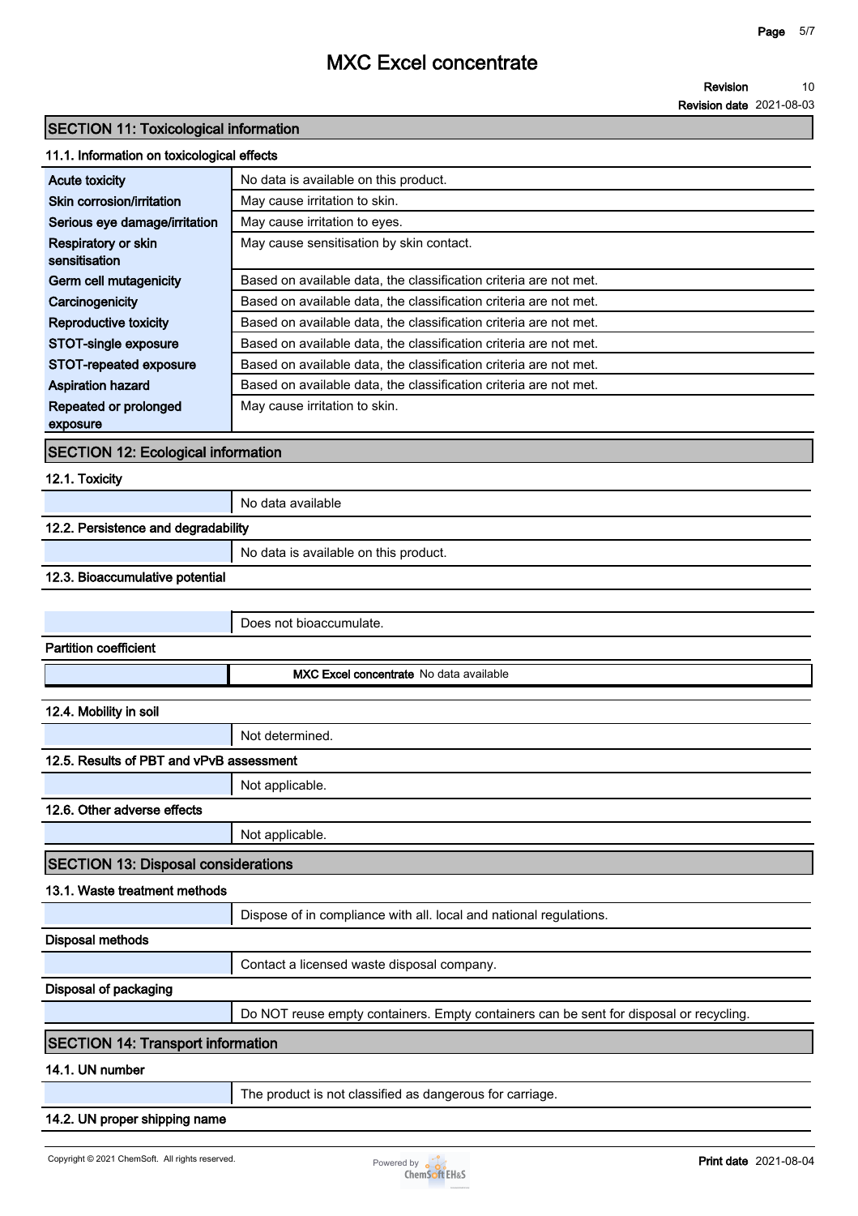## SECTION 11: Toxicological information

### 11.1. Information on toxicological effects

| | |
|---|---|
| **Acute toxicity** | No data is available on this product. |
| **Skin corrosion/irritation** | May cause irritation to skin. |
| **Serious eye damage/irritation** | May cause irritation to eyes. |
| **Respiratory or skin sensitisation** | May cause sensitisation by skin contact. |
| **Germ cell mutagenicity** | Based on available data, the classification criteria are not met. |
| **Carcinogenicity** | Based on available data, the classification criteria are not met. |
| **Reproductive toxicity** | Based on available data, the classification criteria are not met. |
| **STOT-single exposure** | Based on available data, the classification criteria are not met. |
| **STOT-repeated exposure** | Based on available data, the classification criteria are not met. |
| **Aspiration hazard** | Based on available data, the classification criteria are not met. |
| **Repeated or prolonged exposure** | May cause irritation to skin. |

## SECTION 12: Ecological information

### 12.1. Toxicity

No data available

### 12.2. Persistence and degradability

No data is available on this product.

### 12.3. Bioaccumulative potential

Does not bioaccumulate.

**Partition coefficient**

| | |
|---|---|
| **MXC Excel concentrate** | No data available |

### 12.4. Mobility in soil

Not determined.

### 12.5. Results of PBT and vPvB assessment

Not applicable.

### 12.6. Other adverse effects

Not applicable.

## SECTION 13: Disposal considerations

### 13.1. Waste treatment methods

Dispose of in compliance with all. local and national regulations.

**Disposal methods**

Contact a licensed waste disposal company.

**Disposal of packaging**

Do NOT reuse empty containers. Empty containers can be sent for disposal or recycling.

## SECTION 14: Transport information

### 14.1. UN number

The product is not classified as dangerous for carriage.

### 14.2. UN proper shipping name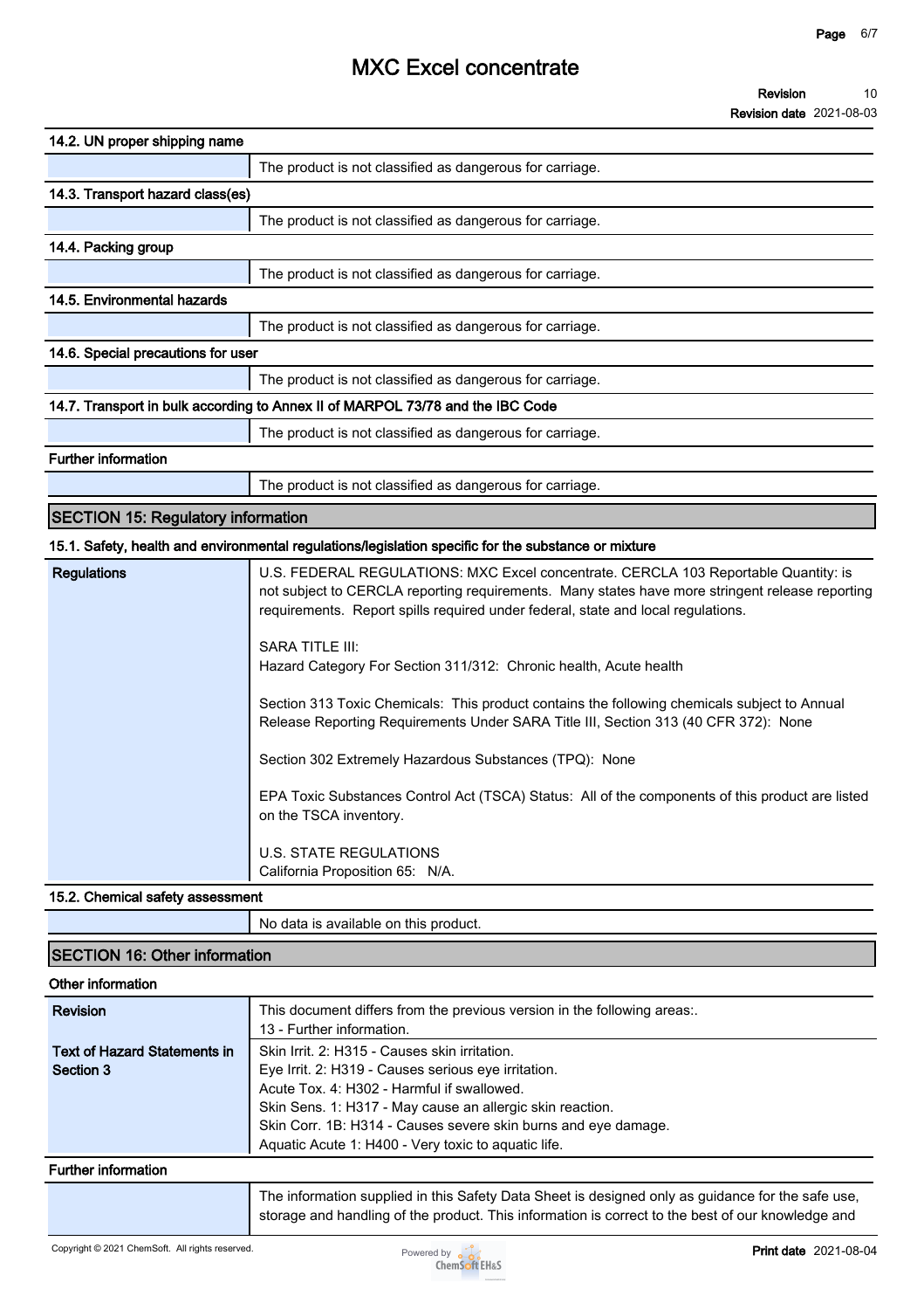**14.2. UN proper shipping name**

| | |
|---|---|
| | The product is not classified as dangerous for carriage. |

**14.3. Transport hazard class(es)**

| | |
|---|---|
| | The product is not classified as dangerous for carriage. |

**14.4. Packing group**

| | |
|---|---|
| | The product is not classified as dangerous for carriage. |

**14.5. Environmental hazards**

| | |
|---|---|
| | The product is not classified as dangerous for carriage. |

**14.6. Special precautions for user**

| | |
|---|---|
| | The product is not classified as dangerous for carriage. |

**14.7. Transport in bulk according to Annex II of MARPOL 73/78 and the IBC Code**

| | |
|---|---|
| | The product is not classified as dangerous for carriage. |

**Further information**

| | |
|---|---|
| | The product is not classified as dangerous for carriage. |

## SECTION 15: Regulatory information

**15.1. Safety, health and environmental regulations/legislation specific for the substance or mixture**

**Regulations**

U.S. FEDERAL REGULATIONS: MXC Excel concentrate. CERCLA 103 Reportable Quantity: is not subject to CERCLA reporting requirements. Many states have more stringent release reporting requirements. Report spills required under federal, state and local regulations.

SARA TITLE III:
Hazard Category For Section 311/312: Chronic health, Acute health

Section 313 Toxic Chemicals: This product contains the following chemicals subject to Annual Release Reporting Requirements Under SARA Title III, Section 313 (40 CFR 372): None

Section 302 Extremely Hazardous Substances (TPQ): None

EPA Toxic Substances Control Act (TSCA) Status: All of the components of this product are listed on the TSCA inventory.

U.S. STATE REGULATIONS
California Proposition 65: N/A.

**15.2. Chemical safety assessment**

| | |
|---|---|
| | No data is available on this product. |

## SECTION 16: Other information

**Other information**

| | |
|---|---|
| **Revision** | This document differs from the previous version in the following areas:.<br>13 - Further information. |
| **Text of Hazard Statements in Section 3** | Skin Irrit. 2: H315 - Causes skin irritation.<br>Eye Irrit. 2: H319 - Causes serious eye irritation.<br>Acute Tox. 4: H302 - Harmful if swallowed.<br>Skin Sens. 1: H317 - May cause an allergic skin reaction.<br>Skin Corr. 1B: H314 - Causes severe skin burns and eye damage.<br>Aquatic Acute 1: H400 - Very toxic to aquatic life. |

**Further information**

| | |
|---|---|
| | The information supplied in this Safety Data Sheet is designed only as guidance for the safe use, storage and handling of the product. This information is correct to the best of our knowledge and |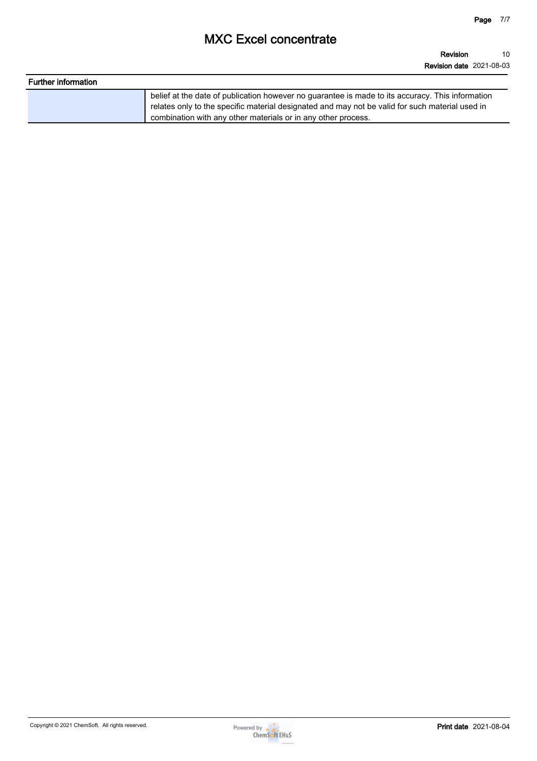## Further information

| | |
|---|---|
| | belief at the date of publication however no guarantee is made to its accuracy. This information relates only to the specific material designated and may not be valid for such material used in combination with any other materials or in any other process. |